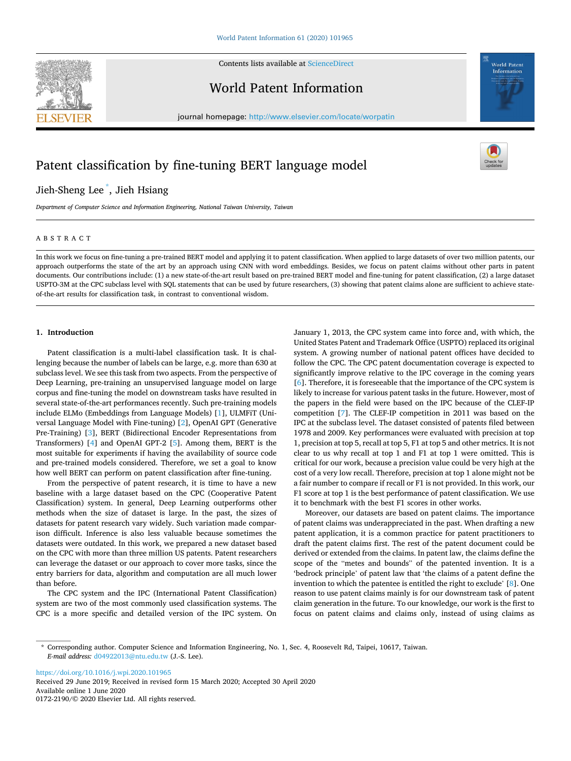# Patent classification by fine-tuning BERT language model

Jieh-Sheng Lee [*], Jieh Hsiang

*Department of Computer Science and Information Engineering, National Taiwan University, Taiwan*

## ABSTRACT

In this work we focus on fine-tuning a pre-trained BERT model and applying it to patent classification. When applied to large datasets of over two million patents, our approach outperforms the state of the art by an approach using CNN with word embeddings. Besides, we focus on patent claims without other parts in patent documents. Our contributions include: (1) a new state-of-the-art result based on pre-trained BERT model and fine-tuning for patent classification, (2) a large dataset USPTO-3M at the CPC subclass level with SQL statements that can be used by future researchers, (3) showing that patent claims alone are sufficient to achieve state-of-the-art results for classification task, in contrast to conventional wisdom.

## 1. Introduction

Patent classification is a multi-label classification task. It is challenging because the number of labels can be large, e.g. more than 630 at subclass level. We see this task from two aspects. From the perspective of Deep Learning, pre-training an unsupervised language model on large corpus and fine-tuning the model on downstream tasks have resulted in several state-of-the-art performances recently. Such pre-training models include ELMo (Embeddings from Language Models) [1], ULMFiT (Universal Language Model with Fine-tuning) [2], OpenAI GPT (Generative Pre-Training) [3], BERT (Bidirectional Encoder Representations from Transformers) [4] and OpenAI GPT-2 [5]. Among them, BERT is the most suitable for experiments if having the availability of source code and pre-trained models considered. Therefore, we set a goal to know how well BERT can perform on patent classification after fine-tuning.

From the perspective of patent research, it is time to have a new baseline with a large dataset based on the CPC (Cooperative Patent Classification) system. In general, Deep Learning outperforms other methods when the size of dataset is large. In the past, the sizes of datasets for patent research vary widely. Such variation made comparison difficult. Inference is also less valuable because sometimes the datasets were outdated. In this work, we prepared a new dataset based on the CPC with more than three million US patents. Patent researchers can leverage the dataset or our approach to cover more tasks, since the entry barriers for data, algorithm and computation are all much lower than before.

The CPC system and the IPC (International Patent Classification) system are two of the most commonly used classification systems. The CPC is a more specific and detailed version of the IPC system. On January 1, 2013, the CPC system came into force and, with which, the United States Patent and Trademark Office (USPTO) replaced its original system. A growing number of national patent offices have decided to follow the CPC. The CPC patent documentation coverage is expected to significantly improve relative to the IPC coverage in the coming years [6]. Therefore, it is foreseeable that the importance of the CPC system is likely to increase for various patent tasks in the future. However, most of the papers in the field were based on the IPC because of the CLEF-IP competition [7]. The CLEF-IP competition in 2011 was based on the IPC at the subclass level. The dataset consisted of patents filed between 1978 and 2009. Key performances were evaluated with precision at top 1, precision at top 5, recall at top 5, F1 at top 5 and other metrics. It is not clear to us why recall at top 1 and F1 at top 1 were omitted. This is critical for our work, because a precision value could be very high at the cost of a very low recall. Therefore, precision at top 1 alone might not be a fair number to compare if recall or F1 is not provided. In this work, our F1 score at top 1 is the best performance of patent classification. We use it to benchmark with the best F1 scores in other works.

Moreover, our datasets are based on patent claims. The importance of patent claims was underappreciated in the past. When drafting a new patent application, it is a common practice for patent practitioners to draft the patent claims first. The rest of the patent document could be derived or extended from the claims. In patent law, the claims define the scope of the "metes and bounds" of the patented invention. It is a 'bedrock principle' of patent law that 'the claims of a patent define the invention to which the patentee is entitled the right to exclude' [8]. One reason to use patent claims mainly is for our downstream task of patent claim generation in the future. To our knowledge, our work is the first to focus on patent claims and claims only, instead of using claims as

---

* Corresponding author. Computer Science and Information Engineering, No. 1, Sec. 4, Roosevelt Rd, Taipei, 10617, Taiwan.
*E-mail address:* d04922013@ntu.edu.tw (J.-S. Lee).

https://doi.org/10.1016/j.wpi.2020.101965
Received 29 June 2019; Received in revised form 15 March 2020; Accepted 30 April 2020
Available online 1 June 2020
0172-2190/© 2020 Elsevier Ltd. All rights reserved.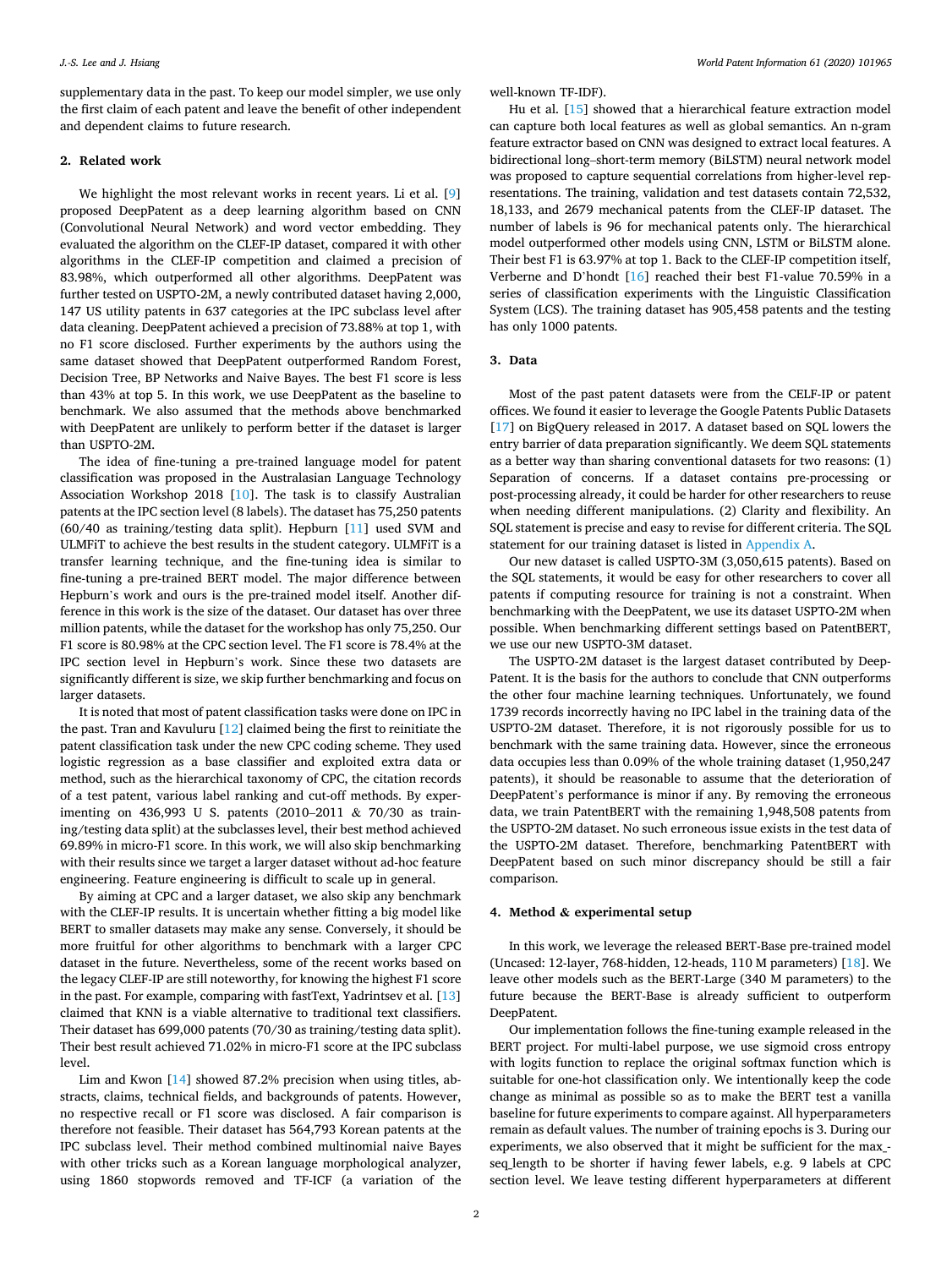supplementary data in the past. To keep our model simpler, we use only the first claim of each patent and leave the benefit of other independent and dependent claims to future research.

## 2. Related work

We highlight the most relevant works in recent years. Li et al. [9] proposed DeepPatent as a deep learning algorithm based on CNN (Convolutional Neural Network) and word vector embedding. They evaluated the algorithm on the CLEF-IP dataset, compared it with other algorithms in the CLEF-IP competition and claimed a precision of 83.98%, which outperformed all other algorithms. DeepPatent was further tested on USPTO-2M, a newly contributed dataset having 2,000, 147 US utility patents in 637 categories at the IPC subclass level after data cleaning. DeepPatent achieved a precision of 73.88% at top 1, with no F1 score disclosed. Further experiments by the authors using the same dataset showed that DeepPatent outperformed Random Forest, Decision Tree, BP Networks and Naive Bayes. The best F1 score is less than 43% at top 5. In this work, we use DeepPatent as the baseline to benchmark. We also assumed that the methods above benchmarked with DeepPatent are unlikely to perform better if the dataset is larger than USPTO-2M.

The idea of fine-tuning a pre-trained language model for patent classification was proposed in the Australasian Language Technology Association Workshop 2018 [10]. The task is to classify Australian patents at the IPC section level (8 labels). The dataset has 75,250 patents (60/40 as training/testing data split). Hepburn [11] used SVM and ULMFiT to achieve the best results in the student category. ULMFiT is a transfer learning technique, and the fine-tuning idea is similar to fine-tuning a pre-trained BERT model. The major difference between Hepburn's work and ours is the pre-trained model itself. Another difference in this work is the size of the dataset. Our dataset has over three million patents, while the dataset for the workshop has only 75,250. Our F1 score is 80.98% at the CPC section level. The F1 score is 78.4% at the IPC section level in Hepburn's work. Since these two datasets are significantly different is size, we skip further benchmarking and focus on larger datasets.

It is noted that most of patent classification tasks were done on IPC in the past. Tran and Kavuluru [12] claimed being the first to reinitiate the patent classification task under the new CPC coding scheme. They used logistic regression as a base classifier and exploited extra data or method, such as the hierarchical taxonomy of CPC, the citation records of a test patent, various label ranking and cut-off methods. By experimenting on 436,993 U S. patents (2010–2011 & 70/30 as training/testing data split) at the subclasses level, their best method achieved 69.89% in micro-F1 score. In this work, we will also skip benchmarking with their results since we target a larger dataset without ad-hoc feature engineering. Feature engineering is difficult to scale up in general.

By aiming at CPC and a larger dataset, we also skip any benchmark with the CLEF-IP results. It is uncertain whether fitting a big model like BERT to smaller datasets may make any sense. Conversely, it should be more fruitful for other algorithms to benchmark with a larger CPC dataset in the future. Nevertheless, some of the recent works based on the legacy CLEF-IP are still noteworthy, for knowing the highest F1 score in the past. For example, comparing with fastText, Yadrintsev et al. [13] claimed that KNN is a viable alternative to traditional text classifiers. Their dataset has 699,000 patents (70/30 as training/testing data split). Their best result achieved 71.02% in micro-F1 score at the IPC subclass level.

Lim and Kwon [14] showed 87.2% precision when using titles, abstracts, claims, technical fields, and backgrounds of patents. However, no respective recall or F1 score was disclosed. A fair comparison is therefore not feasible. Their dataset has 564,793 Korean patents at the IPC subclass level. Their method combined multinomial naive Bayes with other tricks such as a Korean language morphological analyzer, using 1860 stopwords removed and TF-ICF (a variation of the well-known TF-IDF).

Hu et al. [15] showed that a hierarchical feature extraction model can capture both local features as well as global semantics. An n-gram feature extractor based on CNN was designed to extract local features. A bidirectional long–short-term memory (BiLSTM) neural network model was proposed to capture sequential correlations from higher-level representations. The training, validation and test datasets contain 72,532, 18,133, and 2679 mechanical patents from the CLEF-IP dataset. The number of labels is 96 for mechanical patents only. The hierarchical model outperformed other models using CNN, LSTM or BiLSTM alone. Their best F1 is 63.97% at top 1. Back to the CLEF-IP competition itself, Verberne and D'hondt [16] reached their best F1-value 70.59% in a series of classification experiments with the Linguistic Classification System (LCS). The training dataset has 905,458 patents and the testing has only 1000 patents.

## 3. Data

Most of the past patent datasets were from the CELF-IP or patent offices. We found it easier to leverage the Google Patents Public Datasets [17] on BigQuery released in 2017. A dataset based on SQL lowers the entry barrier of data preparation significantly. We deem SQL statements as a better way than sharing conventional datasets for two reasons: (1) Separation of concerns. If a dataset contains pre-processing or post-processing already, it could be harder for other researchers to reuse when needing different manipulations. (2) Clarity and flexibility. An SQL statement is precise and easy to revise for different criteria. The SQL statement for our training dataset is listed in Appendix A.

Our new dataset is called USPTO-3M (3,050,615 patents). Based on the SQL statements, it would be easy for other researchers to cover all patents if computing resource for training is not a constraint. When benchmarking with the DeepPatent, we use its dataset USPTO-2M when possible. When benchmarking different settings based on PatentBERT, we use our new USPTO-3M dataset.

The USPTO-2M dataset is the largest dataset contributed by DeepPatent. It is the basis for the authors to conclude that CNN outperforms the other four machine learning techniques. Unfortunately, we found 1739 records incorrectly having no IPC label in the training data of the USPTO-2M dataset. Therefore, it is not rigorously possible for us to benchmark with the same training data. However, since the erroneous data occupies less than 0.09% of the whole training dataset (1,950,247 patents), it should be reasonable to assume that the deterioration of DeepPatent's performance is minor if any. By removing the erroneous data, we train PatentBERT with the remaining 1,948,508 patents from the USPTO-2M dataset. No such erroneous issue exists in the test data of the USPTO-2M dataset. Therefore, benchmarking PatentBERT with DeepPatent based on such minor discrepancy should be still a fair comparison.

## 4. Method & experimental setup

In this work, we leverage the released BERT-Base pre-trained model (Uncased: 12-layer, 768-hidden, 12-heads, 110 M parameters) [18]. We leave other models such as the BERT-Large (340 M parameters) to the future because the BERT-Base is already sufficient to outperform DeepPatent.

Our implementation follows the fine-tuning example released in the BERT project. For multi-label purpose, we use sigmoid cross entropy with logits function to replace the original softmax function which is suitable for one-hot classification only. We intentionally keep the code change as minimal as possible so as to make the BERT test a vanilla baseline for future experiments to compare against. All hyperparameters remain as default values. The number of training epochs is 3. During our experiments, we also observed that it might be sufficient for the max_seq_length to be shorter if having fewer labels, e.g. 9 labels at CPC section level. We leave testing different hyperparameters at different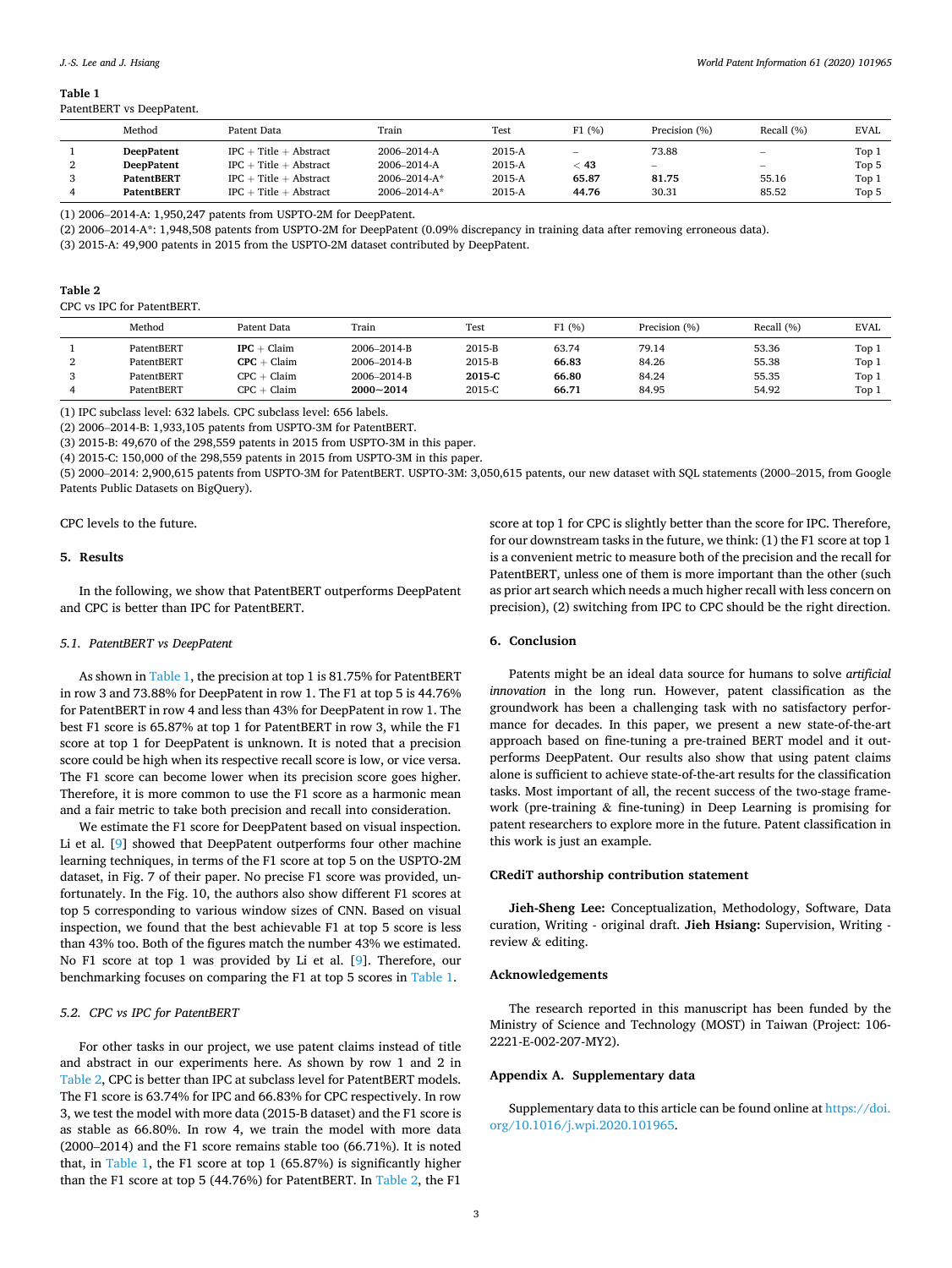**Table 1**
PatentBERT vs DeepPatent.

| | Method | Patent Data | Train | Test | F1 (%) | Precision (%) | Recall (%) | EVAL |
|---|---|---|---|---|---|---|---|---|
| 1 | **DeepPatent** | IPC + Title + Abstract | 2006–2014-A | 2015-A | – | 73.88 | – | Top 1 |
| 2 | **DeepPatent** | IPC + Title + Abstract | 2006–2014-A | 2015-A | < **43** | – | – | Top 5 |
| 3 | **PatentBERT** | IPC + Title + Abstract | 2006–2014-A* | 2015-A | **65.87** | **81.75** | 55.16 | Top 1 |
| 4 | **PatentBERT** | IPC + Title + Abstract | 2006–2014-A* | 2015-A | **44.76** | 30.31 | 85.52 | Top 5 |

(1) 2006–2014-A: 1,950,247 patents from USPTO-2M for DeepPatent.
(2) 2006–2014-A*: 1,948,508 patents from USPTO-2M for DeepPatent (0.09% discrepancy in training data after removing erroneous data).
(3) 2015-A: 49,900 patents in 2015 from the USPTO-2M dataset contributed by DeepPatent.

**Table 2**
CPC vs IPC for PatentBERT.

| | Method | Patent Data | Train | Test | F1 (%) | Precision (%) | Recall (%) | EVAL |
|---|---|---|---|---|---|---|---|---|
| 1 | PatentBERT | **IPC** + Claim | 2006–2014-B | 2015-B | 63.74 | 79.14 | 53.36 | Top 1 |
| 2 | PatentBERT | **CPC** + Claim | 2006–2014-B | 2015-B | **66.83** | 84.26 | 55.38 | Top 1 |
| 3 | PatentBERT | CPC + Claim | 2006–2014-B | **2015-C** | **66.80** | 84.24 | 55.35 | Top 1 |
| 4 | PatentBERT | CPC + Claim | **2000~2014** | 2015-C | **66.71** | 84.95 | 54.92 | Top 1 |

(1) IPC subclass level: 632 labels. CPC subclass level: 656 labels.
(2) 2006–2014-B: 1,933,105 patents from USPTO-3M for PatentBERT.
(3) 2015-B: 49,670 of the 298,559 patents in 2015 from USPTO-3M in this paper.
(4) 2015-C: 150,000 of the 298,559 patents in 2015 from USPTO-3M in this paper.
(5) 2000–2014: 2,900,615 patents from USPTO-3M for PatentBERT. USPTO-3M: 3,050,615 patents, our new dataset with SQL statements (2000–2015, from Google Patents Public Datasets on BigQuery).

CPC levels to the future.

## 5. Results

In the following, we show that PatentBERT outperforms DeepPatent and CPC is better than IPC for PatentBERT.

### 5.1. PatentBERT vs DeepPatent

As shown in Table 1, the precision at top 1 is 81.75% for PatentBERT in row 3 and 73.88% for DeepPatent in row 1. The F1 at top 5 is 44.76% for PatentBERT in row 4 and less than 43% for DeepPatent in row 1. The best F1 score is 65.87% at top 1 for PatentBERT in row 3, while the F1 score at top 1 for DeepPatent is unknown. It is noted that a precision score could be high when its respective recall score is low, or vice versa. The F1 score can become lower when its precision score goes higher. Therefore, it is more common to use the F1 score as a harmonic mean and a fair metric to take both precision and recall into consideration.

We estimate the F1 score for DeepPatent based on visual inspection. Li et al. [9] showed that DeepPatent outperforms four other machine learning techniques, in terms of the F1 score at top 5 on the USPTO-2M dataset, in Fig. 7 of their paper. No precise F1 score was provided, unfortunately. In the Fig. 10, the authors also show different F1 scores at top 5 corresponding to various window sizes of CNN. Based on visual inspection, we found that the best achievable F1 at top 5 score is less than 43% too. Both of the figures match the number 43% we estimated. No F1 score at top 1 was provided by Li et al. [9]. Therefore, our benchmarking focuses on comparing the F1 at top 5 scores in Table 1.

### 5.2. CPC vs IPC for PatentBERT

For other tasks in our project, we use patent claims instead of title and abstract in our experiments here. As shown by row 1 and 2 in Table 2, CPC is better than IPC at subclass level for PatentBERT models. The F1 score is 63.74% for IPC and 66.83% for CPC respectively. In row 3, we test the model with more data (2015-B dataset) and the F1 score is as stable as 66.80%. In row 4, we train the model with more data (2000–2014) and the F1 score remains stable too (66.71%). It is noted that, in Table 1, the F1 score at top 1 (65.87%) is significantly higher than the F1 score at top 5 (44.76%) for PatentBERT. In Table 2, the F1 score at top 1 for CPC is slightly better than the score for IPC. Therefore, for our downstream tasks in the future, we think: (1) the F1 score at top 1 is a convenient metric to measure both of the precision and the recall for PatentBERT, unless one of them is more important than the other (such as prior art search which needs a much higher recall with less concern on precision), (2) switching from IPC to CPC should be the right direction.

## 6. Conclusion

Patents might be an ideal data source for humans to solve *artificial innovation* in the long run. However, patent classification as the groundwork has been a challenging task with no satisfactory performance for decades. In this paper, we present a new state-of-the-art approach based on fine-tuning a pre-trained BERT model and it outperforms DeepPatent. Our results also show that using patent claims alone is sufficient to achieve state-of-the-art results for the classification tasks. Most important of all, the recent success of the two-stage framework (pre-training & fine-tuning) in Deep Learning is promising for patent researchers to explore more in the future. Patent classification in this work is just an example.

### CRediT authorship contribution statement

**Jieh-Sheng Lee:** Conceptualization, Methodology, Software, Data curation, Writing - original draft. **Jieh Hsiang:** Supervision, Writing - review & editing.

### Acknowledgements

The research reported in this manuscript has been funded by the Ministry of Science and Technology (MOST) in Taiwan (Project: 106-2221-E-002-207-MY2).

### Appendix A. Supplementary data

Supplementary data to this article can be found online at https://doi.org/10.1016/j.wpi.2020.101965.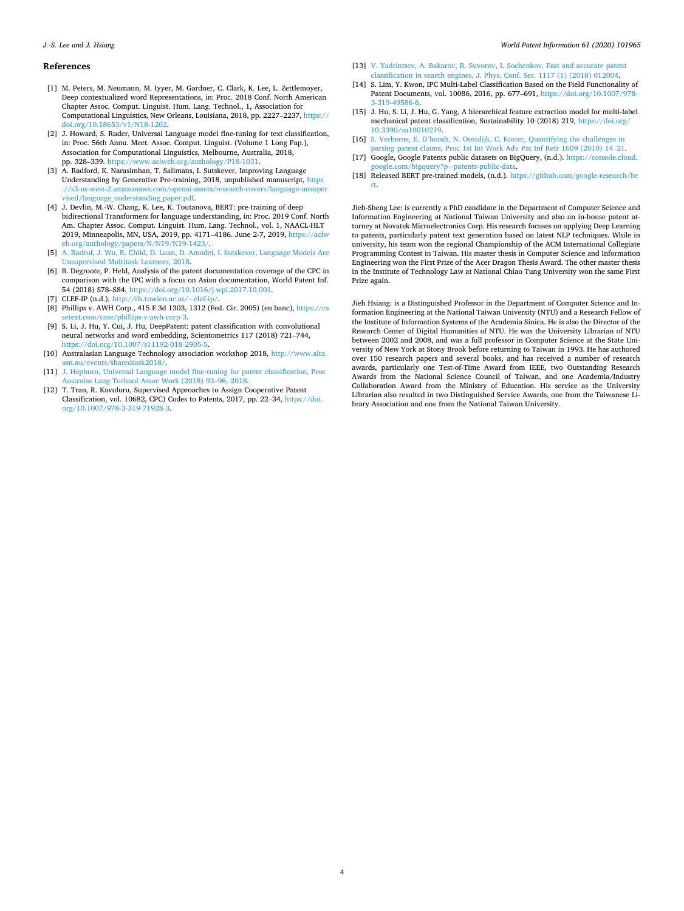## References

[1] M. Peters, M. Neumann, M. Iyyer, M. Gardner, C. Clark, K. Lee, L. Zettlemoyer, Deep contextualized word Representations, in: Proc. 2018 Conf. North American Chapter Assoc. Comput. Linguist. Hum. Lang. Technol., 1, Association for Computational Linguistics, New Orleans, Louisiana, 2018, pp. 2227–2237, https://doi.org/10.18653/v1/N18-1202.

[2] J. Howard, S. Ruder, Universal Language model fine-tuning for text classification, in: Proc. 56th Annu. Meet. Assoc. Comput. Linguist. (Volume 1 Long Pap.), Association for Computational Linguistics, Melbourne, Australia, 2018, pp. 328–339. https://www.aclweb.org/anthology/P18-1031.

[3] A. Radford, K. Narasimhan, T. Salimans, I. Sutskever, Improving Language Understanding by Generative Pre-training, 2018, unpublished manuscript, https://s3-us-west-2.amazonaws.com/openai-assets/research-covers/language-unsupervised/language_understanding_paper.pdf.

[4] J. Devlin, M.-W. Chang, K. Lee, K. Toutanova, BERT: pre-training of deep bidirectional Transformers for language understanding, in: Proc. 2019 Conf. North Am. Chapter Assoc. Comput. Linguist. Hum. Lang. Technol., vol. 1, NAACL-HLT 2019, Minneapolis, MN, USA, 2019, pp. 4171–4186. June 2-7, 2019, https://aclweb.org/anthology/papers/N/N19/N19-1423/.

[5] A. Radrof, J. Wu, R. Child, D. Luan, D. Amodei, I. Sutskever, Language Models Are Unsupervised Multitask Learners, 2018.

[6] B. Degroote, P. Held, Analysis of the patent documentation coverage of the CPC in comparison with the IPC with a focus on Asian documentation, World Patent Inf. 54 (2018) S78–S84, https://doi.org/10.1016/j.wpi.2017.10.001.

[7] CLEF-IP (n.d.), http://ifs.tuwien.ac.at/~clef-ip/.

[8] Phillips v. AWH Corp., 415 F.3d 1303, 1312 (Fed. Cir. 2005) (en banc), https://casetext.com/case/phillips-v-awh-corp-3.

[9] S. Li, J. Hu, Y. Cui, J. Hu, DeepPatent: patent classification with convolutional neural networks and word embedding, Scientometrics 117 (2018) 721–744, https://doi.org/10.1007/s11192-018-2905-5.

[10] Australasian Language Technology association workshop 2018, http://www.alta.asn.au/events/sharedtask2018/.

[11] J. Hepburn, Universal Language model fine-tuning for patent classification, Proc Australas Lang Technol Assoc Work (2018) 93–96, 2018.

[12] T. Tran, R. Kavuluru, Supervised Approaches to Assign Cooperative Patent Classification, vol. 10682, CPC) Codes to Patents, 2017, pp. 22–34, https://doi.org/10.1007/978-3-319-71928-3.

[13] V. Yadrintsev, A. Bakarov, R. Suvorov, I. Sochenkov, Fast and accurate patent classification in search engines, J. Phys. Conf. Ser. 1117 (1) (2018) 012004.

[14] S. Lim, Y. Kwon, IPC Multi-Label Classification Based on the Field Functionality of Patent Documents, vol. 10086, 2016, pp. 677–691, https://doi.org/10.1007/978-3-319-49586-6.

[15] J. Hu, S. Li, J. Hu, G. Yang, A hierarchical feature extraction model for multi-label mechanical patent classification, Sustainability 10 (2018) 219, https://doi.org/10.3390/su10010219.

[16] S. Verberne, E. D'hondt, N. Oostdijk, C. Koster, Quantifying the challenges in parsing patent claims, Proc 1st Int Work Adv Pat Inf Retr 1609 (2010) 14–21.

[17] Google, Google Patents public datasets on BigQuery, (n.d.). https://console.cloud.google.com/bigquery?p=patents-public-data.

[18] Released BERT pre-trained models, (n.d.). https://github.com/google-research/bert.

Jieh-Sheng Lee: is currently a PhD candidate in the Department of Computer Science and Information Engineering at National Taiwan University and also an in-house patent attorney at Novatek Microelectronics Corp. His research focuses on applying Deep Learning to patents, particularly patent text generation based on latest NLP techniques. While in university, his team won the regional Championship of the ACM International Collegiate Programming Contest in Taiwan. His master thesis in Computer Science and Information Engineering won the First Prize of the Acer Dragon Thesis Award. The other master thesis in the Institute of Technology Law at National Chiao Tung University won the same First Prize again.

Jieh Hsiang: is a Distinguished Professor in the Department of Computer Science and Information Engineering at the National Taiwan University (NTU) and a Research Fellow of the Institute of Information Systems of the Academia Sinica. He is also the Director of the Research Center of Digital Humanities of NTU. He was the University Librarian of NTU between 2002 and 2008, and was a full professor in Computer Science at the State University of New York at Stony Brook before returning to Taiwan in 1993. He has authored over 150 research papers and several books, and has received a number of research awards, particularly one Test-of-Time Award from IEEE, two Outstanding Research Awards from the National Science Council of Taiwan, and one Academia/Industry Collaboration Award from the Ministry of Education. His service as the University Librarian also resulted in two Distinguished Service Awards, one from the Taiwanese Library Association and one from the National Taiwan University.